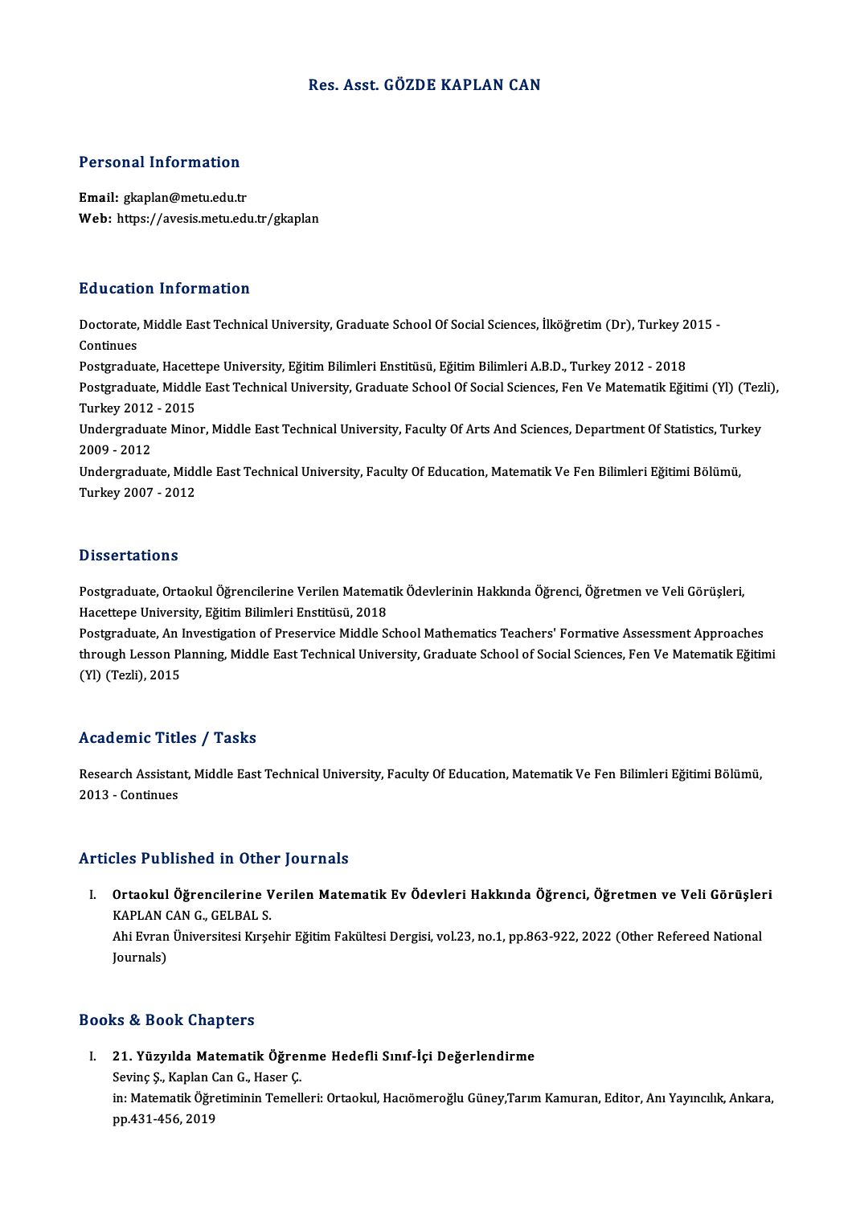# Res. Asst. GÖZDE KAPLAN CAN

## Personal Information

**Email:** gkaplan@metu.edu.tr
**Web:** https://avesis.metu.edu.tr/gkaplan

## Education Information

Doctorate, Middle East Technical University, Graduate School Of Social Sciences, İlköğretim (Dr), Turkey 2015 - Continues

Postgraduate, Hacettepe University, Eğitim Bilimleri Enstitüsü, Eğitim Bilimleri A.B.D., Turkey 2012 - 2018

Postgraduate, Middle East Technical University, Graduate School Of Social Sciences, Fen Ve Matematik Eğitimi (Yl) (Tezli), Turkey 2012 - 2015

Undergraduate Minor, Middle East Technical University, Faculty Of Arts And Sciences, Department Of Statistics, Turkey 2009 - 2012

Undergraduate, Middle East Technical University, Faculty Of Education, Matematik Ve Fen Bilimleri Eğitimi Bölümü, Turkey 2007 - 2012

## Dissertations

Postgraduate, Ortaokul Öğrencilerine Verilen Matematik Ödevlerinin Hakkında Öğrenci, Öğretmen ve Veli Görüşleri, Hacettepe University, Eğitim Bilimleri Enstitüsü, 2018

Postgraduate, An Investigation of Preservice Middle School Mathematics Teachers' Formative Assessment Approaches through Lesson Planning, Middle East Technical University, Graduate School of Social Sciences, Fen Ve Matematik Eğitimi (Yl) (Tezli), 2015

## Academic Titles / Tasks

Research Assistant, Middle East Technical University, Faculty Of Education, Matematik Ve Fen Bilimleri Eğitimi Bölümü, 2013 - Continues

## Articles Published in Other Journals

I. **Ortaokul Öğrencilerine Verilen Matematik Ev Ödevleri Hakkında Öğrenci, Öğretmen ve Veli Görüşleri**
   KAPLAN CAN G., GELBAL S.
   Ahi Evran Üniversitesi Kırşehir Eğitim Fakültesi Dergisi, vol.23, no.1, pp.863-922, 2022 (Other Refereed National Journals)

## Books & Book Chapters

I. **21. Yüzyılda Matematik Öğrenme Hedefli Sınıf-İçi Değerlendirme**
   Sevinç Ş., Kaplan Can G., Haser Ç.
   in: Matematik Öğretiminin Temelleri: Ortaokul, Hacıömeroğlu Güney,Tarım Kamuran, Editor, Anı Yayıncılık, Ankara, pp.431-456, 2019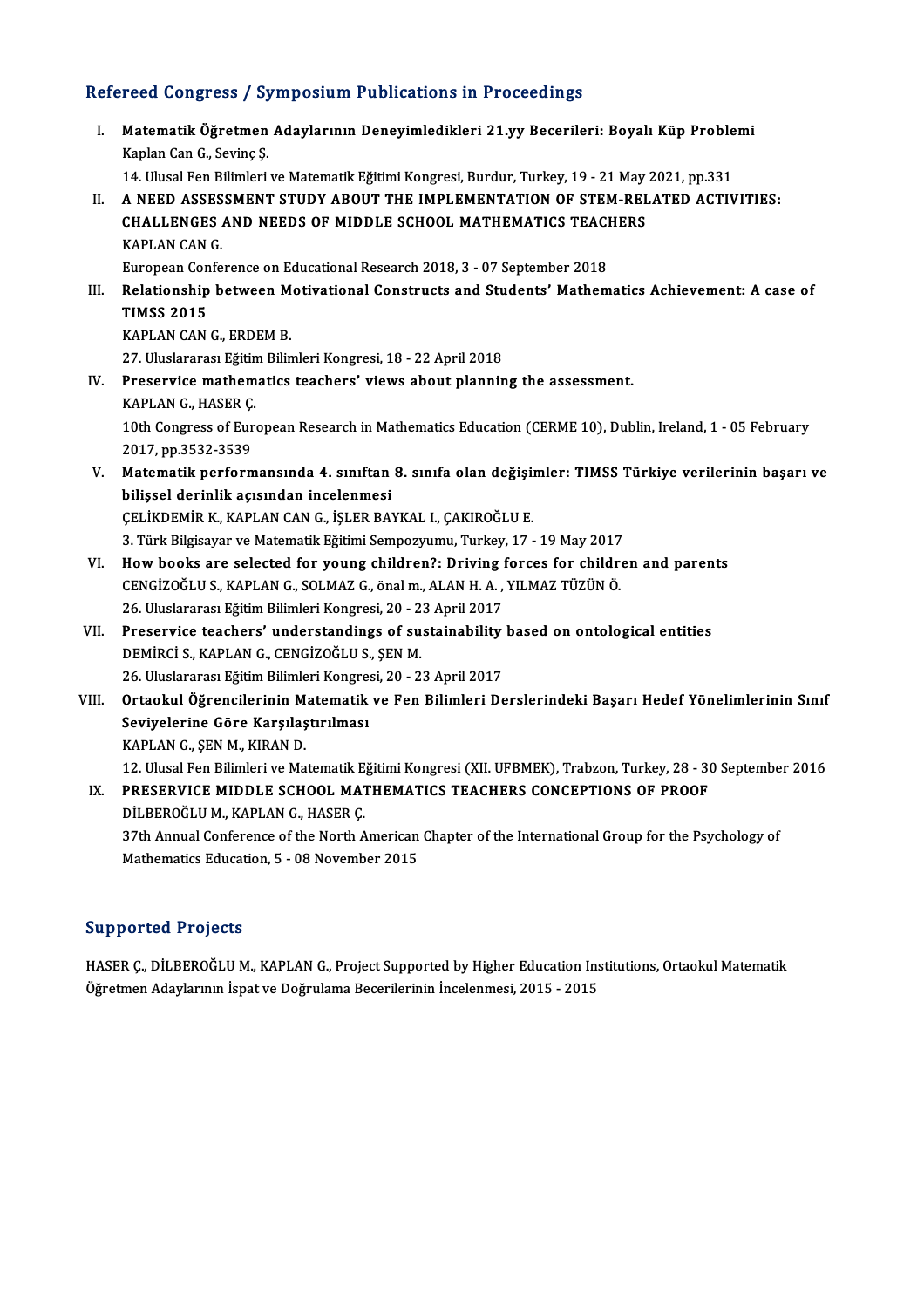## Refereed Congress / Symposium Publications in Proceedings

I. **Matematik Öğretmen Adaylarının Deneyimledikleri 21.yy Becerileri: Boyalı Küp Problemi**
   Kaplan Can G., Sevinç Ş.
   14. Ulusal Fen Bilimleri ve Matematik Eğitimi Kongresi, Burdur, Turkey, 19 - 21 May 2021, pp.331

II. **A NEED ASSESSMENT STUDY ABOUT THE IMPLEMENTATION OF STEM-RELATED ACTIVITIES: CHALLENGES AND NEEDS OF MIDDLE SCHOOL MATHEMATICS TEACHERS**
   KAPLAN CAN G.
   European Conference on Educational Research 2018, 3 - 07 September 2018

III. **Relationship between Motivational Constructs and Students' Mathematics Achievement: A case of TIMSS 2015**
   KAPLAN CAN G., ERDEM B.
   27. Uluslararası Eğitim Bilimleri Kongresi, 18 - 22 April 2018

IV. **Preservice mathematics teachers' views about planning the assessment.**
   KAPLAN G., HASER Ç.
   10th Congress of European Research in Mathematics Education (CERME 10), Dublin, Ireland, 1 - 05 February 2017, pp.3532-3539

V. **Matematik performansında 4. sınıftan 8. sınıfa olan değişimler: TIMSS Türkiye verilerinin başarı ve bilişsel derinlik açısından incelenmesi**
   ÇELİKDEMİR K., KAPLAN CAN G., İŞLER BAYKAL I., ÇAKIROĞLU E.
   3. Türk Bilgisayar ve Matematik Eğitimi Sempozyumu, Turkey, 17 - 19 May 2017

VI. **How books are selected for young children?: Driving forces for children and parents**
   CENGİZOĞLU S., KAPLAN G., SOLMAZ G., önal m., ALAN H. A. , YILMAZ TÜZÜN Ö.
   26. Uluslararası Eğitim Bilimleri Kongresi, 20 - 23 April 2017

VII. **Preservice teachers' understandings of sustainability based on ontological entities**
   DEMİRCİ S., KAPLAN G., CENGİZOĞLU S., ŞEN M.
   26. Uluslararası Eğitim Bilimleri Kongresi, 20 - 23 April 2017

VIII. **Ortaokul Öğrencilerinin Matematik ve Fen Bilimleri Derslerindeki Başarı Hedef Yönelimlerinin Sınıf Seviyelerine Göre Karşılaştırılması**
   KAPLAN G., ŞEN M., KIRAN D.
   12. Ulusal Fen Bilimleri ve Matematik Eğitimi Kongresi (XII. UFBMEK), Trabzon, Turkey, 28 - 30 September 2016

IX. **PRESERVICE MIDDLE SCHOOL MATHEMATICS TEACHERS CONCEPTIONS OF PROOF**
   DİLBEROĞLU M., KAPLAN G., HASER Ç.
   37th Annual Conference of the North American Chapter of the International Group for the Psychology of Mathematics Education, 5 - 08 November 2015

## Supported Projects

HASER Ç., DİLBEROĞLU M., KAPLAN G., Project Supported by Higher Education Institutions, Ortaokul Matematik Öğretmen Adaylarının İspat ve Doğrulama Becerilerinin İncelenmesi, 2015 - 2015